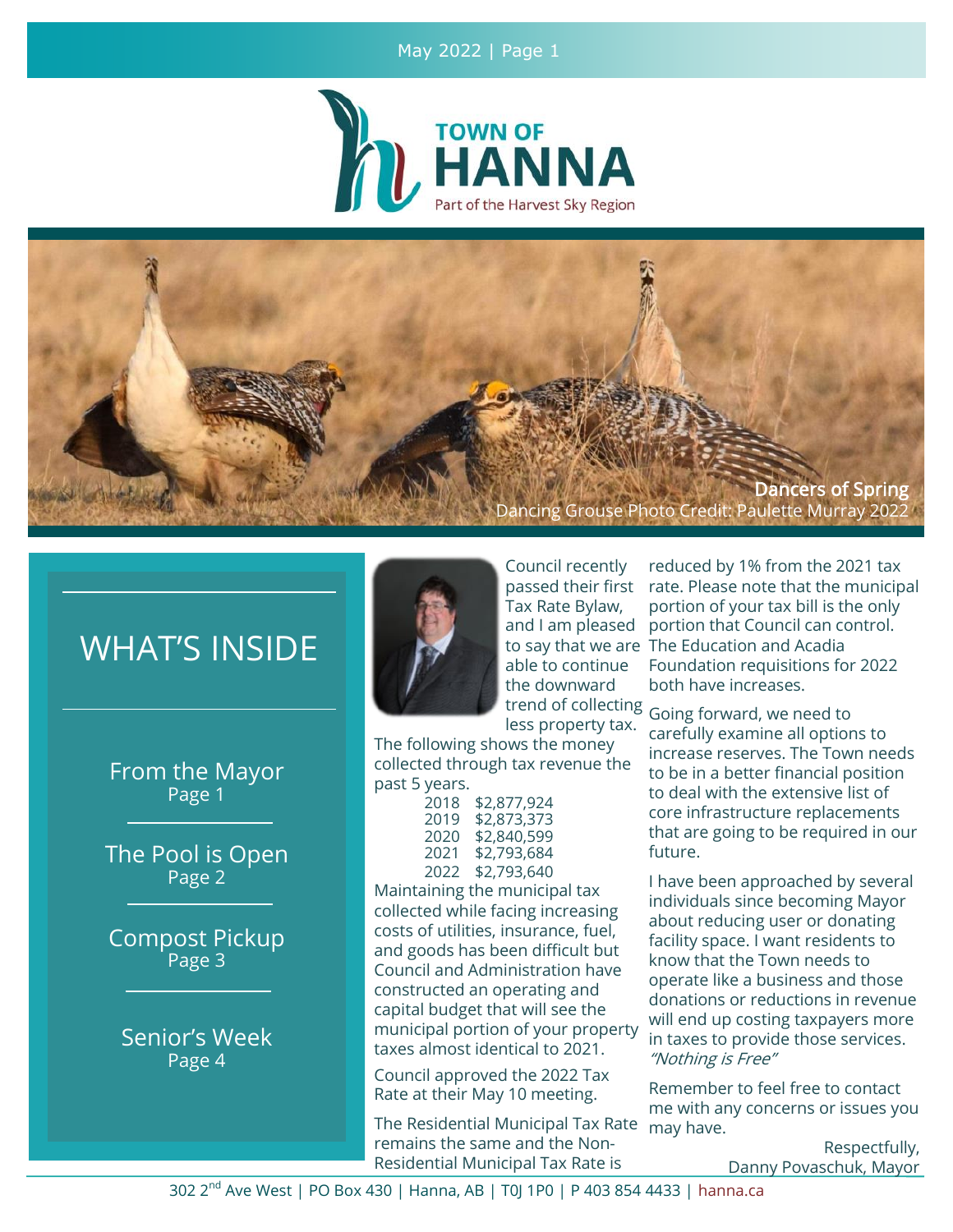# TOWN OF HANNA

Part of the Harvest Sky Region

**Dancers of Spring**

Dancing Grouse Photo Credit: Paulette Murray 2022

## WHAT'S INSIDE

- From the Mayor — Page 1
- The Pool is Open — Page 2
- Compost Pickup — Page 3
- Senior's Week — Page 4

Council recently passed their first Tax Rate Bylaw, and I am pleased to say that we are able to continue the downward trend of collecting less property tax. The following shows the money collected through tax revenue the past 5 years.

| Year | Amount |
|---|---|
| 2018 | $2,877,924 |
| 2019 | $2,873,373 |
| 2020 | $2,840,599 |
| 2021 | $2,793,684 |
| 2022 | $2,793,640 |

Maintaining the municipal tax collected while facing increasing costs of utilities, insurance, fuel, and goods has been difficult but Council and Administration have constructed an operating and capital budget that will see the municipal portion of your property taxes almost identical to 2021.

Council approved the 2022 Tax Rate at their May 10 meeting.

The Residential Municipal Tax Rate remains the same and the Non-Residential Municipal Tax Rate is reduced by 1% from the 2021 tax rate. Please note that the municipal portion of your tax bill is the only portion that Council can control. The Education and Acadia Foundation requisitions for 2022 both have increases.

Going forward, we need to carefully examine all options to increase reserves. The Town needs to be in a better financial position to deal with the extensive list of core infrastructure replacements that are going to be required in our future.

I have been approached by several individuals since becoming Mayor about reducing user or donating facility space. I want residents to know that the Town needs to operate like a business and those donations or reductions in revenue will end up costing taxpayers more in taxes to provide those services. *"Nothing is Free"*

Remember to feel free to contact me with any concerns or issues you may have.

Respectfully,
Danny Povaschuk, Mayor

302 2nd Ave West | PO Box 430 | Hanna, AB | T0J 1P0 | P 403 854 4433 | hanna.ca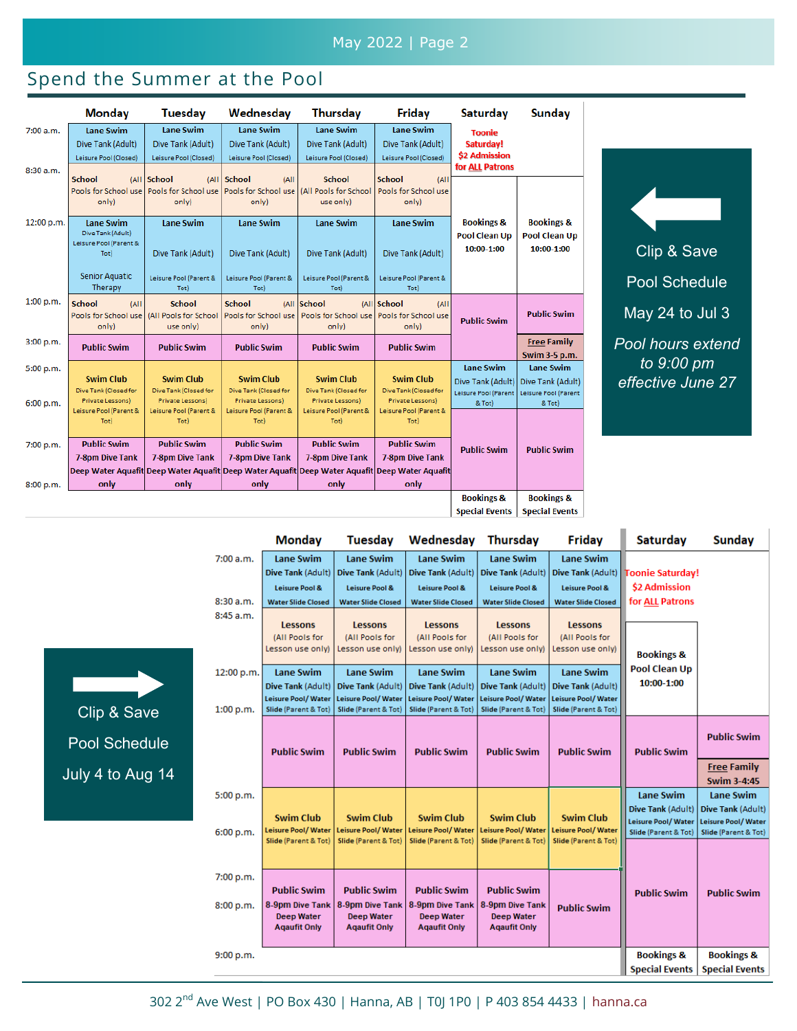## Spend the Summer at the Pool

**Clip & Save**

**Pool Schedule**

**May 24 to Jul 3**

*Pool hours extend to 9:00 pm effective June 27*

| Time | Monday | Tuesday | Wednesday | Thursday | Friday | Saturday | Sunday |
|---|---|---|---|---|---|---|---|
| 7:00 a.m. | Lane Swim Dive Tank (Adult) Leisure Pool (Closed) | Lane Swim Dive Tank (Adult) Leisure Pool (Closed) | Lane Swim Dive Tank (Adult) Leisure Pool (Closed) | Lane Swim Dive Tank (Adult) Leisure Pool (Closed) | Lane Swim Dive Tank (Adult) Leisure Pool (Closed) | Toonie Saturday! $2 Admission for ALL Patrons | |
| 8:30 a.m. | School (All Pools for School use only) | School (All Pools for School use only) | School (All Pools for School use only) | School (All Pools for School use only) | School (All Pools for School use only) | | |
| 12:00 p.m. | Lane Swim Dive Tank (Adult) Leisure Pool (Parent & Tot) Senior Aquatic Therapy | Lane Swim Dive Tank (Adult) Leisure Pool (Parent & Tot) | Lane Swim Dive Tank (Adult) Leisure Pool (Parent & Tot) | Lane Swim Dive Tank (Adult) Leisure Pool (Parent & Tot) | Lane Swim Dive Tank (Adult) Leisure Pool (Parent & Tot) | Bookings & Pool Clean Up 10:00-1:00 | Bookings & Pool Clean Up 10:00-1:00 |
| 1:00 p.m. | School (All Pools for School use only) | School (All Pools for School use only) | School (All Pools for School use only) | School (All Pools for School use only) | School (All Pools for School use only) | Public Swim | Public Swim |
| 3:00 p.m. | Public Swim | Public Swim | Public Swim | Public Swim | Public Swim | | Free Family Swim 3-5 p.m. |
| 5:00 p.m. | Swim Club Dive Tank (Closed for Private Lessons) Leisure Pool (Parent & Tot) | Swim Club Dive Tank (Closed for Private Lessons) Leisure Pool (Parent & Tot) | Swim Club Dive Tank (Closed for Private Lessons) Leisure Pool (Parent & Tot) | Swim Club Dive Tank (Closed for Private Lessons) Leisure Pool (Parent & Tot) | Swim Club Dive Tank (Closed for Private Lessons) Leisure Pool (Parent & Tot) | Lane Swim Dive Tank (Adult) Leisure Pool (Parent & Tot) | Lane Swim Dive Tank (Adult) Leisure Pool (Parent & Tot) |
| 6:00 p.m. | | | | | | | |
| 7:00 p.m. | Public Swim 7-8pm Dive Tank Deep Water Aquafit only | Public Swim 7-8pm Dive Tank Deep Water Aquafit only | Public Swim 7-8pm Dive Tank Deep Water Aquafit only | Public Swim 7-8pm Dive Tank Deep Water Aquafit only | Public Swim 7-8pm Dive Tank Deep Water Aquafit only | Public Swim | Public Swim |
| 8:00 p.m. | | | | | | Bookings & Special Events | Bookings & Special Events |

**Clip & Save**

**Pool Schedule**

**July 4 to Aug 14**

| Time | Monday | Tuesday | Wednesday | Thursday | Friday | Saturday | Sunday |
|---|---|---|---|---|---|---|---|
| 7:00 a.m. | Lane Swim Dive Tank (Adult) Leisure Pool & Water Slide Closed | Lane Swim Dive Tank (Adult) Leisure Pool & Water Slide Closed | Lane Swim Dive Tank (Adult) Leisure Pool & Water Slide Closed | Lane Swim Dive Tank (Adult) Leisure Pool & Water Slide Closed | Lane Swim Dive Tank (Adult) Leisure Pool & Water Slide Closed | Toonie Saturday! $2 Admission for ALL Patrons | |
| 8:30 a.m. / 8:45 a.m. | Lessons (All Pools for Lesson use only) | Lessons (All Pools for Lesson use only) | Lessons (All Pools for Lesson use only) | Lessons (All Pools for Lesson use only) | Lessons (All Pools for Lesson use only) | Bookings & Pool Clean Up 10:00-1:00 | |
| 12:00 p.m. | Lane Swim Dive Tank (Adult) Leisure Pool/ Water Slide (Parent & Tot) | Lane Swim Dive Tank (Adult) Leisure Pool/ Water Slide (Parent & Tot) | Lane Swim Dive Tank (Adult) Leisure Pool/ Water Slide (Parent & Tot) | Lane Swim Dive Tank (Adult) Leisure Pool/ Water Slide (Parent & Tot) | Lane Swim Dive Tank (Adult) Leisure Pool/ Water Slide (Parent & Tot) | | |
| 1:00 p.m. | Public Swim | Public Swim | Public Swim | Public Swim | Public Swim | Public Swim | Public Swim / Free Family Swim 3-4:45 |
| 5:00 p.m. | Swim Club Leisure Pool/ Water Slide (Parent & Tot) | Swim Club Leisure Pool/ Water Slide (Parent & Tot) | Swim Club Leisure Pool/ Water Slide (Parent & Tot) | Swim Club Leisure Pool/ Water Slide (Parent & Tot) | Swim Club Leisure Pool/ Water Slide (Parent & Tot) | Lane Swim Dive Tank (Adult) Leisure Pool/ Water Slide (Parent & Tot) | Lane Swim Dive Tank (Adult) Leisure Pool/ Water Slide (Parent & Tot) |
| 6:00 p.m. | | | | | | | |
| 7:00 p.m. | Public Swim 8-9pm Dive Tank Deep Water Aquafit Only | Public Swim 8-9pm Dive Tank Deep Water Aquafit Only | Public Swim 8-9pm Dive Tank Deep Water Aquafit Only | Public Swim 8-9pm Dive Tank Deep Water Aquafit Only | Public Swim | Public Swim | Public Swim |
| 8:00 p.m. | | | | | | | |
| 9:00 p.m. | | | | | | Bookings & Special Events | Bookings & Special Events |

302 2nd Ave West | PO Box 430 | Hanna, AB | T0J 1P0 | P 403 854 4433 | hanna.ca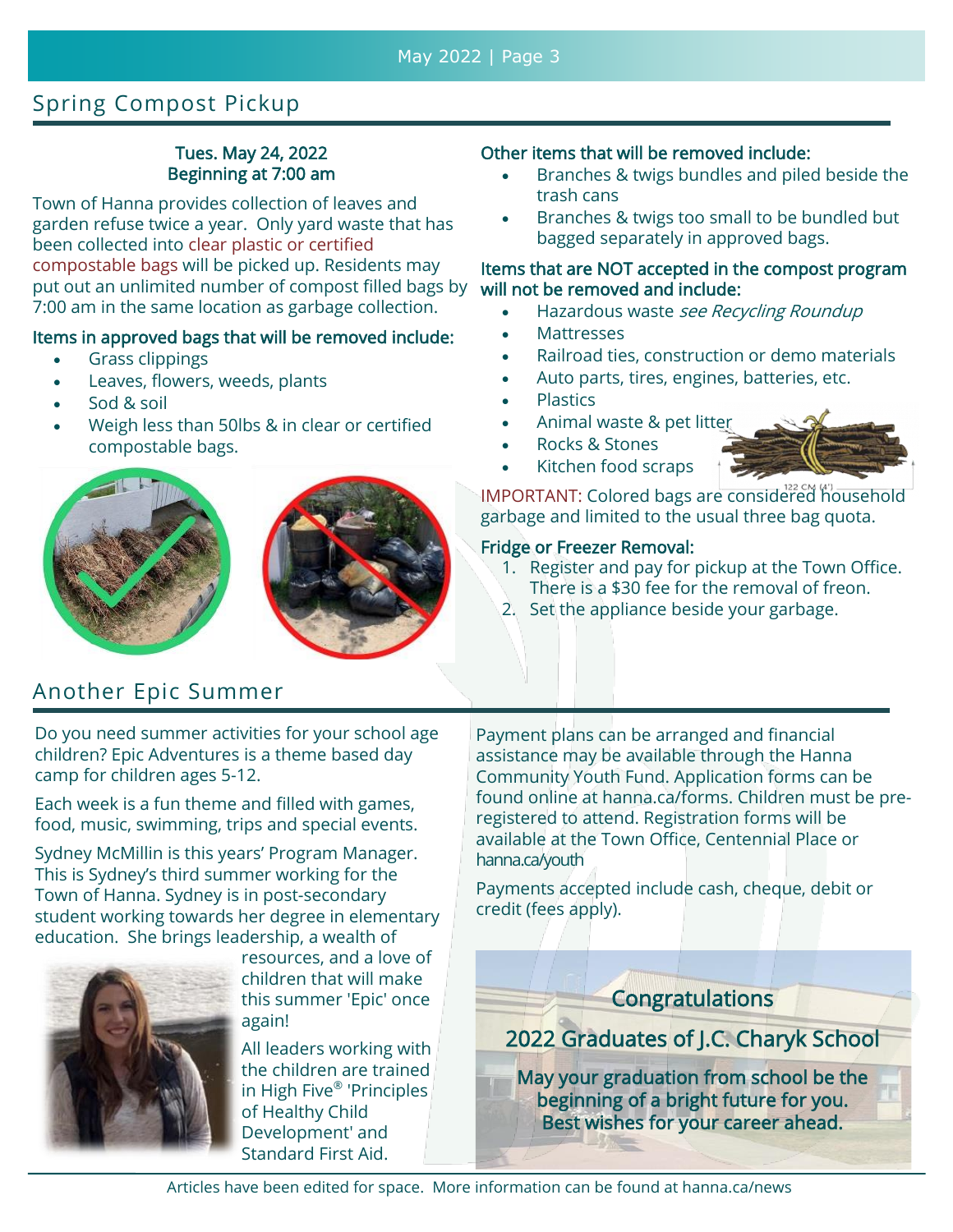## Spring Compost Pickup

**Tues. May 24, 2022**
**Beginning at 7:00 am**

Town of Hanna provides collection of leaves and garden refuse twice a year. Only yard waste that has been collected into clear plastic or certified compostable bags will be picked up. Residents may put out an unlimited number of compost filled bags by 7:00 am in the same location as garbage collection.

**Items in approved bags that will be removed include:**

- Grass clippings
- Leaves, flowers, weeds, plants
- Sod & soil
- Weigh less than 50lbs & in clear or certified compostable bags.

**Other items that will be removed include:**

- Branches & twigs bundles and piled beside the trash cans
- Branches & twigs too small to be bundled but bagged separately in approved bags.

**Items that are NOT accepted in the compost program will not be removed and include:**

- Hazardous waste *see Recycling Roundup*
- Mattresses
- Railroad ties, construction or demo materials
- Auto parts, tires, engines, batteries, etc.
- Plastics
- Animal waste & pet litter
- Rocks & Stones
- Kitchen food scraps

IMPORTANT: Colored bags are considered household garbage and limited to the usual three bag quota.

**Fridge or Freezer Removal:**

1. Register and pay for pickup at the Town Office. There is a $30 fee for the removal of freon.
2. Set the appliance beside your garbage.

## Another Epic Summer

Do you need summer activities for your school age children? Epic Adventures is a theme based day camp for children ages 5-12.

Each week is a fun theme and filled with games, food, music, swimming, trips and special events.

Sydney McMillin is this years' Program Manager. This is Sydney's third summer working for the Town of Hanna. Sydney is in post-secondary student working towards her degree in elementary education. She brings leadership, a wealth of resources, and a love of children that will make this summer 'Epic' once again!

All leaders working with the children are trained in High Five® 'Principles of Healthy Child Development' and Standard First Aid.

Payment plans can be arranged and financial assistance may be available through the Hanna Community Youth Fund. Application forms can be found online at hanna.ca/forms. Children must be pre-registered to attend. Registration forms will be available at the Town Office, Centennial Place or hanna.ca/youth

Payments accepted include cash, cheque, debit or credit (fees apply).

**Congratulations**

**2022 Graduates of J.C. Charyk School**

**May your graduation from school be the beginning of a bright future for you. Best wishes for your career ahead.**

Articles have been edited for space. More information can be found at hanna.ca/news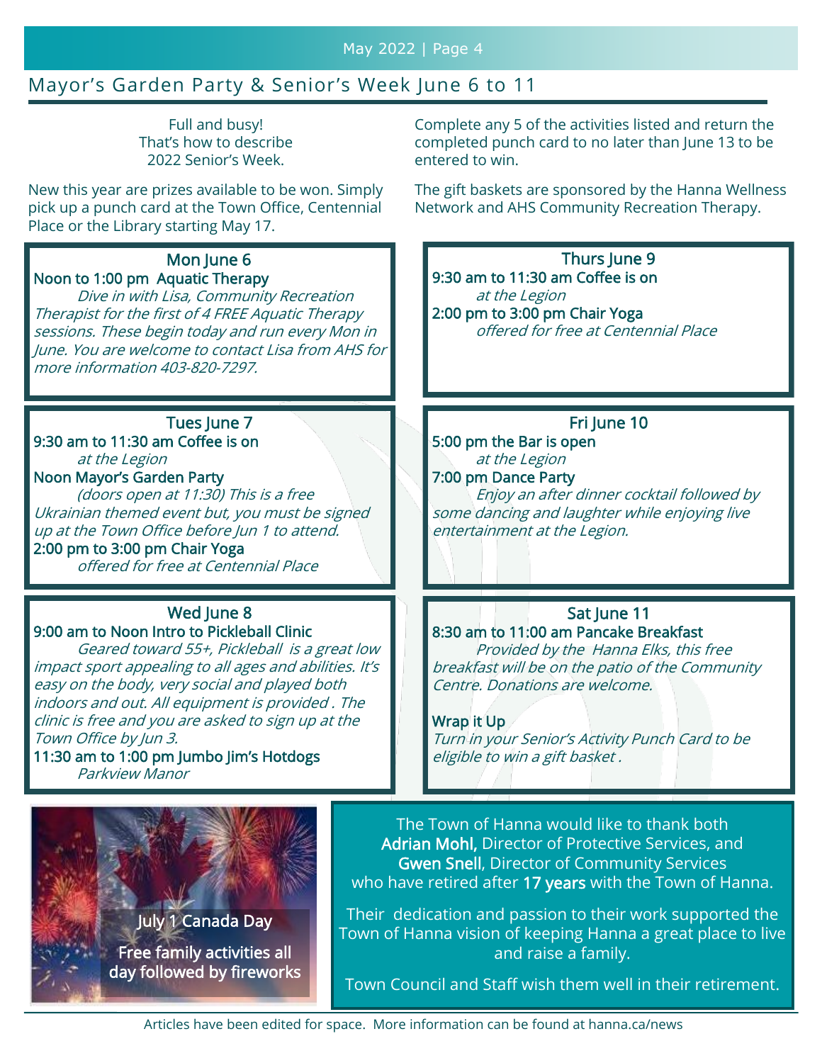## Mayor's Garden Party & Senior's Week June 6 to 11

Full and busy!
That's how to describe
2022 Senior's Week.

New this year are prizes available to be won. Simply pick up a punch card at the Town Office, Centennial Place or the Library starting May 17.

Complete any 5 of the activities listed and return the completed punch card to no later than June 13 to be entered to win.

The gift baskets are sponsored by the Hanna Wellness Network and AHS Community Recreation Therapy.

### Mon June 6

**Noon to 1:00 pm Aquatic Therapy**

*Dive in with Lisa, Community Recreation Therapist for the first of 4 FREE Aquatic Therapy sessions. These begin today and run every Mon in June. You are welcome to contact Lisa from AHS for more information 403-820-7297.*

### Tues June 7

**9:30 am to 11:30 am Coffee is on**

*at the Legion*

**Noon Mayor's Garden Party**

*(doors open at 11:30) This is a free Ukrainian themed event but, you must be signed up at the Town Office before Jun 1 to attend.*

**2:00 pm to 3:00 pm Chair Yoga**

*offered for free at Centennial Place*

### Wed June 8

**9:00 am to Noon Intro to Pickleball Clinic**

*Geared toward 55+, Pickleball is a great low impact sport appealing to all ages and abilities. It's easy on the body, very social and played both indoors and out. All equipment is provided . The clinic is free and you are asked to sign up at the Town Office by Jun 3.*

**11:30 am to 1:00 pm Jumbo Jim's Hotdogs**

*Parkview Manor*

### Thurs June 9

**9:30 am to 11:30 am Coffee is on**

*at the Legion*

**2:00 pm to 3:00 pm Chair Yoga**

*offered for free at Centennial Place*

### Fri June 10

**5:00 pm the Bar is open**

*at the Legion*

**7:00 pm Dance Party**

*Enjoy an after dinner cocktail followed by some dancing and laughter while enjoying live entertainment at the Legion.*

### Sat June 11

**8:30 am to 11:00 am Pancake Breakfast**

*Provided by the Hanna Elks, this free breakfast will be on the patio of the Community Centre. Donations are welcome.*

**Wrap it Up**

*Turn in your Senior's Activity Punch Card to be eligible to win a gift basket .*

---

**July 1 Canada Day**

**Free family activities all day followed by fireworks**

---

The Town of Hanna would like to thank both **Adrian Mohl,** Director of Protective Services, and **Gwen Snell**, Director of Community Services who have retired after **17 years** with the Town of Hanna.

Their dedication and passion to their work supported the Town of Hanna vision of keeping Hanna a great place to live and raise a family.

Town Council and Staff wish them well in their retirement.

Articles have been edited for space. More information can be found at hanna.ca/news